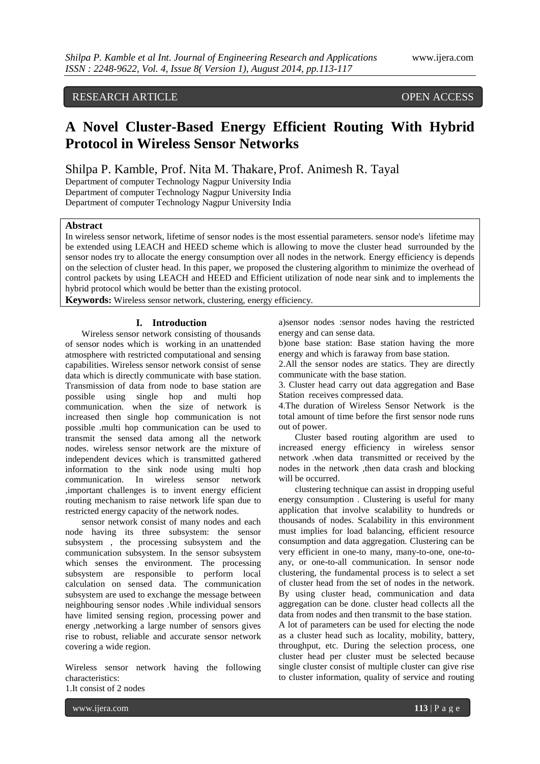RESEARCH ARTICLE OPEN ACCESS

# A Novel Cluster-Based Energy Efficient Routing With Hybrid Protocol in Wireless Sensor Networks

Shilpa P. Kamble, Prof. Nita M. Thakare, Prof. Animesh R. Tayal

Department of computer Technology Nagpur University India
Department of computer Technology Nagpur University India
Department of computer Technology Nagpur University India

## Abstract

In wireless sensor network, lifetime of sensor nodes is the most essential parameters. sensor node's lifetime may be extended using LEACH and HEED scheme which is allowing to move the cluster head surrounded by the sensor nodes try to allocate the energy consumption over all nodes in the network. Energy efficiency is depends on the selection of cluster head. In this paper, we proposed the clustering algorithm to minimize the overhead of control packets by using LEACH and HEED and Efficient utilization of node near sink and to implements the hybrid protocol which would be better than the existing protocol.

**Keywords:** Wireless sensor network, clustering, energy efficiency.

## I. Introduction

Wireless sensor network consisting of thousands of sensor nodes which is working in an unattended atmosphere with restricted computational and sensing capabilities. Wireless sensor network consist of sense data which is directly communicate with base station. Transmission of data from node to base station are possible using single hop and multi hop communication. when the size of network is increased then single hop communication is not possible .multi hop communication can be used to transmit the sensed data among all the network nodes. wireless sensor network are the mixture of independent devices which is transmitted gathered information to the sink node using multi hop communication. In wireless sensor network ,important challenges is to invent energy efficient routing mechanism to raise network life span due to restricted energy capacity of the network nodes.

sensor network consist of many nodes and each node having its three subsystem: the sensor subsystem , the processing subsystem and the communication subsystem. In the sensor subsystem which senses the environment. The processing subsystem are responsible to perform local calculation on sensed data. The communication subsystem are used to exchange the message between neighbouring sensor nodes .While individual sensors have limited sensing region, processing power and energy ,networking a large number of sensors gives rise to robust, reliable and accurate sensor network covering a wide region.

Wireless sensor network having the following characteristics:

1.It consist of 2 nodes

a)sensor nodes :sensor nodes having the restricted energy and can sense data.

b)one base station: Base station having the more energy and which is faraway from base station.

2.All the sensor nodes are statics. They are directly communicate with the base station.

3. Cluster head carry out data aggregation and Base Station receives compressed data.

4.The duration of Wireless Sensor Network is the total amount of time before the first sensor node runs out of power.

Cluster based routing algorithm are used to increased energy efficiency in wireless sensor network .when data transmitted or received by the nodes in the network ,then data crash and blocking will be occurred.

clustering technique can assist in dropping useful energy consumption . Clustering is useful for many application that involve scalability to hundreds or thousands of nodes. Scalability in this environment must implies for load balancing, efficient resource consumption and data aggregation. Clustering can be very efficient in one-to many, many-to-one, one-to-any, or one-to-all communication. In sensor node clustering, the fundamental process is to select a set of cluster head from the set of nodes in the network. By using cluster head, communication and data aggregation can be done. cluster head collects all the data from nodes and then transmit to the base station.

A lot of parameters can be used for electing the node as a cluster head such as locality, mobility, battery, throughput, etc. During the selection process, one cluster head per cluster must be selected because single cluster consist of multiple cluster can give rise to cluster information, quality of service and routing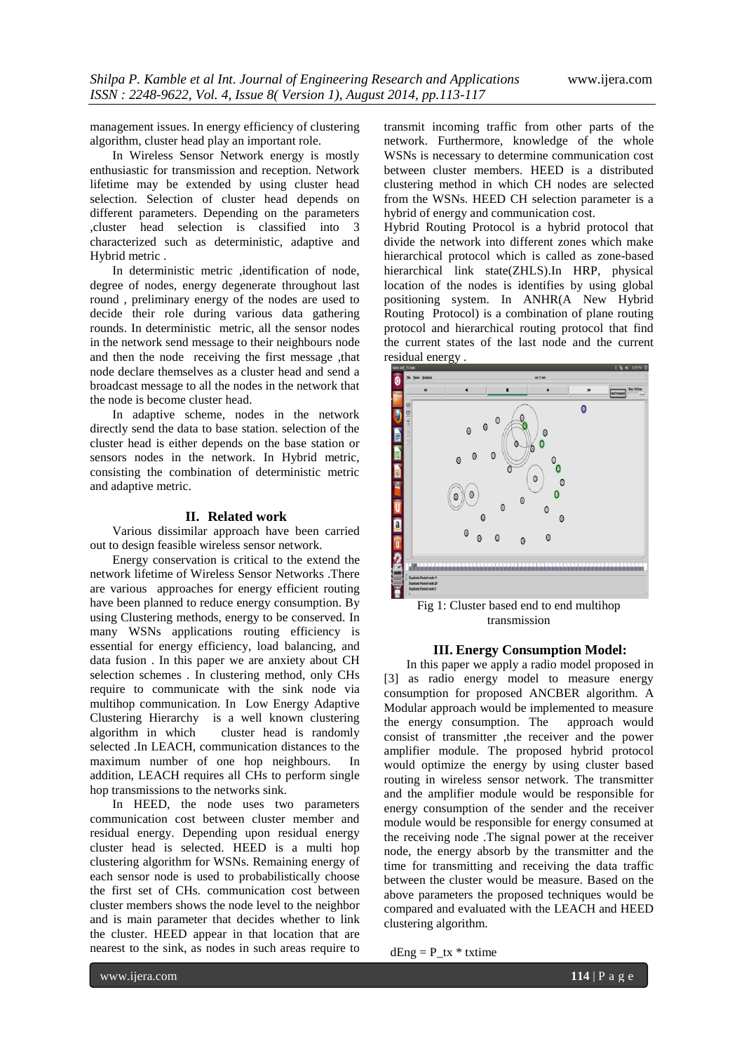management issues. In energy efficiency of clustering algorithm, cluster head play an important role.

In Wireless Sensor Network energy is mostly enthusiastic for transmission and reception. Network lifetime may be extended by using cluster head selection. Selection of cluster head depends on different parameters. Depending on the parameters ,cluster head selection is classified into 3 characterized such as deterministic, adaptive and Hybrid metric .

In deterministic metric ,identification of node, degree of nodes, energy degenerate throughout last round , preliminary energy of the nodes are used to decide their role during various data gathering rounds. In deterministic metric, all the sensor nodes in the network send message to their neighbours node and then the node receiving the first message ,that node declare themselves as a cluster head and send a broadcast message to all the nodes in the network that the node is become cluster head.

In adaptive scheme, nodes in the network directly send the data to base station. selection of the cluster head is either depends on the base station or sensors nodes in the network. In Hybrid metric, consisting the combination of deterministic metric and adaptive metric.

## II. Related work

Various dissimilar approach have been carried out to design feasible wireless sensor network.

Energy conservation is critical to the extend the network lifetime of Wireless Sensor Networks .There are various approaches for energy efficient routing have been planned to reduce energy consumption. By using Clustering methods, energy to be conserved. In many WSNs applications routing efficiency is essential for energy efficiency, load balancing, and data fusion . In this paper we are anxiety about CH selection schemes . In clustering method, only CHs require to communicate with the sink node via multihop communication. In Low Energy Adaptive Clustering Hierarchy is a well known clustering algorithm in which cluster head is randomly selected .In LEACH, communication distances to the maximum number of one hop neighbours. In addition, LEACH requires all CHs to perform single hop transmissions to the networks sink.

In HEED, the node uses two parameters communication cost between cluster member and residual energy. Depending upon residual energy cluster head is selected. HEED is a multi hop clustering algorithm for WSNs. Remaining energy of each sensor node is used to probabilistically choose the first set of CHs. communication cost between cluster members shows the node level to the neighbor and is main parameter that decides whether to link the cluster. HEED appear in that location that are nearest to the sink, as nodes in such areas require to transmit incoming traffic from other parts of the network. Furthermore, knowledge of the whole WSNs is necessary to determine communication cost between cluster members. HEED is a distributed clustering method in which CH nodes are selected from the WSNs. HEED CH selection parameter is a hybrid of energy and communication cost.

Hybrid Routing Protocol is a hybrid protocol that divide the network into different zones which make hierarchical protocol which is called as zone-based hierarchical link state(ZHLS).In HRP, physical location of the nodes is identifies by using global positioning system. In ANHR(A New Hybrid Routing Protocol) is a combination of plane routing protocol and hierarchical routing protocol that find the current states of the last node and the current residual energy .

Fig 1: Cluster based end to end multihop transmission

## III. Energy Consumption Model:

In this paper we apply a radio model proposed in [3] as radio energy model to measure energy consumption for proposed ANCBER algorithm. A Modular approach would be implemented to measure the energy consumption. The approach would consist of transmitter ,the receiver and the power amplifier module. The proposed hybrid protocol would optimize the energy by using cluster based routing in wireless sensor network. The transmitter and the amplifier module would be responsible for energy consumption of the sender and the receiver module would be responsible for energy consumed at the receiving node .The signal power at the receiver node, the energy absorb by the transmitter and the time for transmitting and receiving the data traffic between the cluster would be measure. Based on the above parameters the proposed techniques would be compared and evaluated with the LEACH and HEED clustering algorithm.

$$dEng = P\_tx * txtime$$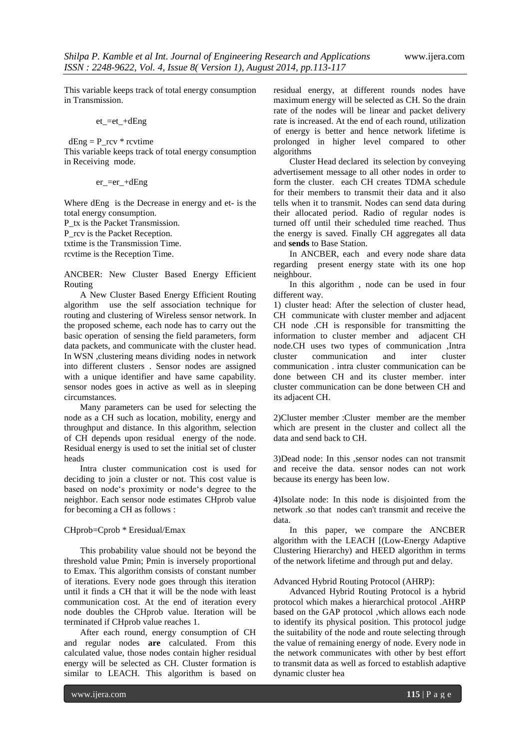This variable keeps track of total energy consumption in Transmission.

$$et\_=et\_+dEng$$

$dEng = P\_rcv * rcvtime$

This variable keeps track of total energy consumption in Receiving mode.

$$er\_=er\_+dEng$$

Where dEng is the Decrease in energy and et- is the total energy consumption.

P_tx is the Packet Transmission.

P_rcv is the Packet Reception.

txtime is the Transmission Time.

rcvtime is the Reception Time.

ANCBER: New Cluster Based Energy Efficient Routing

A New Cluster Based Energy Efficient Routing algorithm use the self association technique for routing and clustering of Wireless sensor network. In the proposed scheme, each node has to carry out the basic operation of sensing the field parameters, form data packets, and communicate with the cluster head. In WSN ,clustering means dividing nodes in network into different clusters . Sensor nodes are assigned with a unique identifier and have same capability. sensor nodes goes in active as well as in sleeping circumstances.

Many parameters can be used for selecting the node as a CH such as location, mobility, energy and throughput and distance. In this algorithm, selection of CH depends upon residual energy of the node. Residual energy is used to set the initial set of cluster heads

Intra cluster communication cost is used for deciding to join a cluster or not. This cost value is based on node's proximity or node's degree to the neighbor. Each sensor node estimates CHprob value for becoming a CH as follows :

$$CHprob=Cprob * Eresidual/Emax$$

This probability value should not be beyond the threshold value Pmin; Pmin is inversely proportional to Emax. This algorithm consists of constant number of iterations. Every node goes through this iteration until it finds a CH that it will be the node with least communication cost. At the end of iteration every node doubles the CHprob value. Iteration will be terminated if CHprob value reaches 1.

After each round, energy consumption of CH and regular nodes **are** calculated. From this calculated value, those nodes contain higher residual energy will be selected as CH. Cluster formation is similar to LEACH. This algorithm is based on residual energy, at different rounds nodes have maximum energy will be selected as CH. So the drain rate of the nodes will be linear and packet delivery rate is increased. At the end of each round, utilization of energy is better and hence network lifetime is prolonged in higher level compared to other algorithms

Cluster Head declared its selection by conveying advertisement message to all other nodes in order to form the cluster. each CH creates TDMA schedule for their members to transmit their data and it also tells when it to transmit. Nodes can send data during their allocated period. Radio of regular nodes is turned off until their scheduled time reached. Thus the energy is saved. Finally CH aggregates all data and **sends** to Base Station.

In ANCBER, each and every node share data regarding present energy state with its one hop neighbour.

In this algorithm , node can be used in four different way.

1) cluster head: After the selection of cluster head, CH communicate with cluster member and adjacent CH node .CH is responsible for transmitting the information to cluster member and adjacent CH node.CH uses two types of communication ,Intra cluster communication and inter cluster communication . intra cluster communication can be done between CH and its cluster member. inter cluster communication can be done between CH and its adjacent CH.

2)Cluster member :Cluster member are the member which are present in the cluster and collect all the data and send back to CH.

3)Dead node: In this ,sensor nodes can not transmit and receive the data. sensor nodes can not work because its energy has been low.

4)Isolate node: In this node is disjointed from the network .so that nodes can't transmit and receive the data.

In this paper, we compare the ANCBER algorithm with the LEACH [(Low-Energy Adaptive Clustering Hierarchy) and HEED algorithm in terms of the network lifetime and through put and delay.

Advanced Hybrid Routing Protocol (AHRP):

Advanced Hybrid Routing Protocol is a hybrid protocol which makes a hierarchical protocol .AHRP based on the GAP protocol ,which allows each node to identify its physical position. This protocol judge the suitability of the node and route selecting through the value of remaining energy of node. Every node in the network communicates with other by best effort to transmit data as well as forced to establish adaptive dynamic cluster hea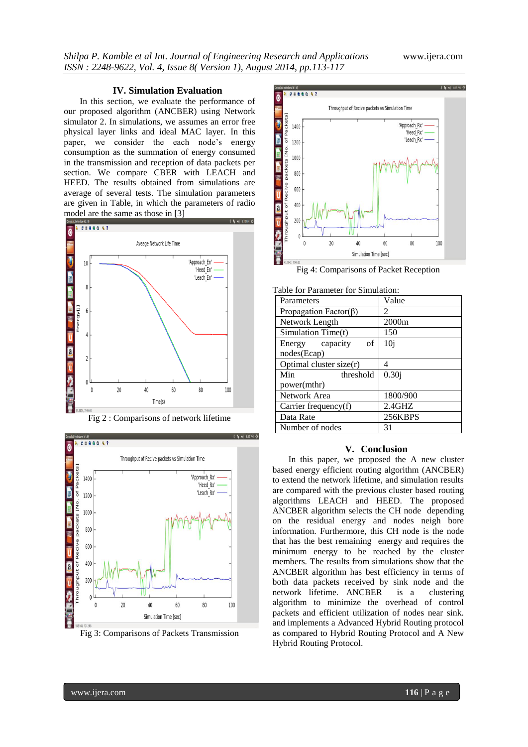## IV. Simulation Evaluation

In this section, we evaluate the performance of our proposed algorithm (ANCBER) using Network simulator 2. In simulations, we assumes an error free physical layer links and ideal MAC layer. In this paper, we consider the each node's energy consumption as the summation of energy consumed in the transmission and reception of data packets per section. We compare CBER with LEACH and HEED. The results obtained from simulations are average of several tests. The simulation parameters are given in Table, in which the parameters of radio model are the same as those in [3]

Fig 2 : Comparisons of network lifetime

Fig 3: Comparisons of Packets Transmission

Fig 4: Comparisons of Packet Reception

Table for Parameter for Simulation:

| Parameters | Value |
|---|---|
| Propagation Factor(β) | 2 |
| Network Length | 2000m |
| Simulation Time(t) | 150 |
| Energy capacity of nodes(Ecap) | 10j |
| Optimal cluster size(r) | 4 |
| Min threshold power(mthr) | 0.30j |
| Network Area | 1800/900 |
| Carrier frequency(f) | 2.4GHZ |
| Data Rate | 256KBPS |
| Number of nodes | 31 |

## V. Conclusion

In this paper, we proposed the A new cluster based energy efficient routing algorithm (ANCBER) to extend the network lifetime, and simulation results are compared with the previous cluster based routing algorithms LEACH and HEED. The proposed ANCBER algorithm selects the CH node depending on the residual energy and nodes neigh bore information. Furthermore, this CH node is the node that has the best remaining energy and requires the minimum energy to be reached by the cluster members. The results from simulations show that the ANCBER algorithm has best efficiency in terms of both data packets received by sink node and the network lifetime. ANCBER is a clustering algorithm to minimize the overhead of control packets and efficient utilization of nodes near sink. and implements a Advanced Hybrid Routing protocol as compared to Hybrid Routing Protocol and A New Hybrid Routing Protocol.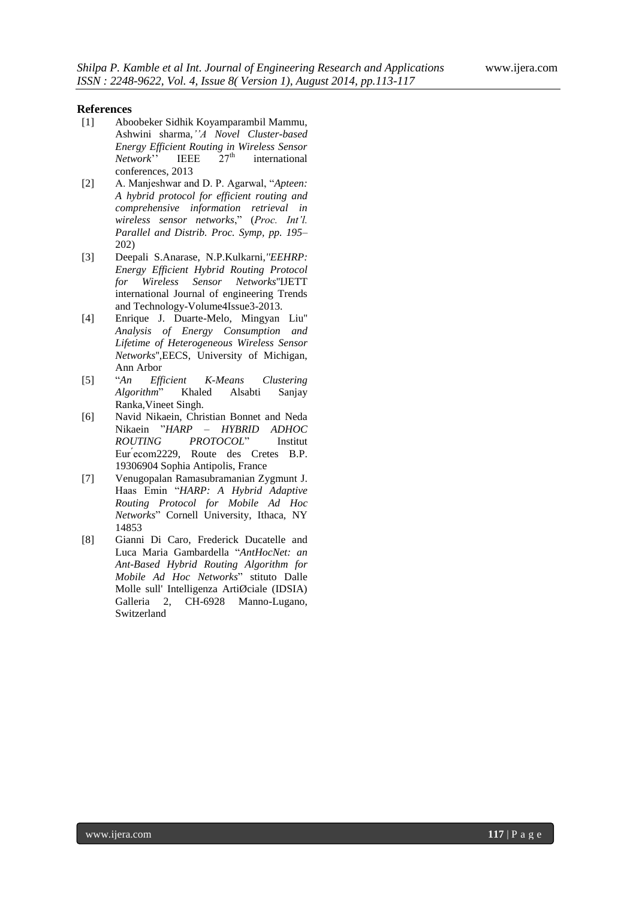## References

[1] Aboobeker Sidhik Koyamparambil Mammu, Ashwini sharma,*''A Novel Cluster-based Energy Efficient Routing in Wireless Sensor Network*'' IEEE 27th international conferences, 2013

[2] A. Manjeshwar and D. P. Agarwal, "*Apteen: A hybrid protocol for efficient routing and comprehensive information retrieval in wireless sensor networks*," (*Proc. Int'l. Parallel and Distrib. Proc. Symp, pp. 195*–202)

[3] Deepali S.Anarase, N.P.Kulkarni,*"EEHRP: Energy Efficient Hybrid Routing Protocol for Wireless Sensor Networks*"IJETT international Journal of engineering Trends and Technology-Volume4Issue3-2013.

[4] Enrique J. Duarte-Melo, Mingyan Liu" *Analysis of Energy Consumption and Lifetime of Heterogeneous Wireless Sensor Networks*",EECS, University of Michigan, Ann Arbor

[5] "*An Efficient K-Means Clustering Algorithm*" Khaled Alsabti Sanjay Ranka,Vineet Singh.

[6] Navid Nikaein, Christian Bonnet and Neda Nikaein "*HARP – HYBRID ADHOC ROUTING PROTOCOL*" Institut Eur ́ecom2229, Route des Cretes B.P. 19306904 Sophia Antipolis, France

[7] Venugopalan Ramasubramanian Zygmunt J. Haas Emin "*HARP: A Hybrid Adaptive Routing Protocol for Mobile Ad Hoc Networks*" Cornell University, Ithaca, NY 14853

[8] Gianni Di Caro, Frederick Ducatelle and Luca Maria Gambardella "*AntHocNet: an Ant-Based Hybrid Routing Algorithm for Mobile Ad Hoc Networks*" stituto Dalle Molle sull' Intelligenza ArtiØciale (IDSIA) Galleria 2, CH-6928 Manno-Lugano, Switzerland